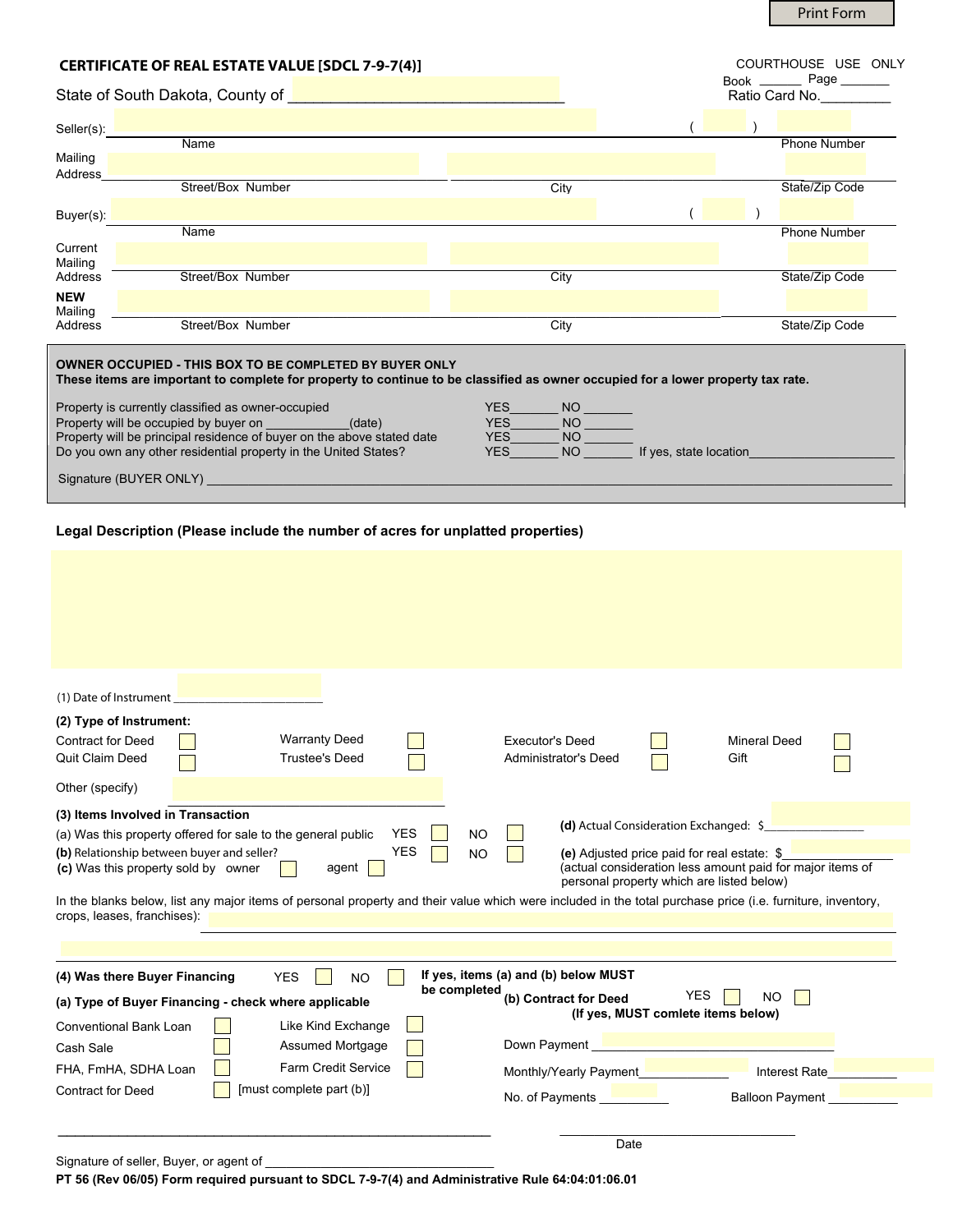Print Form

# CERTIFICATE OF REAL ESTATE VALUE [SDCL 7-9-7(4)]

COURTHOUSE USE ONLY
Book ______ Page _______
Ratio Card No.__________

State of South Dakota, County of ________________________________

Seller(s): ________________________________________ ( ) __________
Name Phone Number

Mailing Address ________________________ ________________________ __________
Street/Box Number City State/Zip Code

Buyer(s): ________________________________________ ( ) __________
Name Phone Number

Current Mailing Address ________________________ ________________________ __________
Street/Box Number City State/Zip Code

**NEW** Mailing Address ________________________ ________________________ __________
Street/Box Number City State/Zip Code

**OWNER OCCUPIED - THIS BOX TO BE COMPLETED BY BUYER ONLY**
**These items are important to complete for property to continue to be classified as owner occupied for a lower property tax rate.**

Property is currently classified as owner-occupied YES_______ NO _______
Property will be occupied by buyer on ____________(date) YES_______ NO _______
Property will be principal residence of buyer on the above stated date YES_______ NO _______
Do you own any other residential property in the United States? YES_______ NO _______ If yes, state location____________________

Signature (BUYER ONLY) ________________________________________________

**Legal Description (Please include the number of acres for unplatted properties)**

(1) Date of Instrument ______________________

**(2) Type of Instrument:**

Contract for Deed ☐ Warranty Deed ☐ Executor's Deed ☐ Mineral Deed ☐
Quit Claim Deed ☐ Trustee's Deed ☐ Administrator's Deed ☐ Gift ☐

Other (specify) ______________________

**(3) Items Involved in Transaction**

(a) Was this property offered for sale to the general public YES ☐ NO ☐
**(b)** Relationship between buyer and seller? YES ☐ NO ☐
**(c)** Was this property sold by owner ☐ agent ☐

**(d)** Actual Consideration Exchanged: $________________
**(e)** Adjusted price paid for real estate: $________________
(actual consideration less amount paid for major items of personal property which are listed below)

In the blanks below, list any major items of personal property and their value which were included in the total purchase price (i.e. furniture, inventory, crops, leases, franchises): ________________________________________

**(4) Was there Buyer Financing** YES ☐ NO ☐ **If yes, items (a) and (b) below MUST be completed**

**(a) Type of Buyer Financing - check where applicable**

Conventional Bank Loan ☐ Like Kind Exchange ☐
Cash Sale ☐ Assumed Mortgage ☐
FHA, FmHA, SDHA Loan ☐ Farm Credit Service ☐
Contract for Deed ☐ [must complete part (b)]

**(b) Contract for Deed** YES ☐ NO ☐
**(If yes, MUST comlete items below)**

Down Payment ______________________
Monthly/Yearly Payment______________ Interest Rate__________
No. of Payments __________ Balloon Payment __________

________________________________________ ______________________
Date

Signature of seller, Buyer, or agent of ______________________

**PT 56 (Rev 06/05) Form required pursuant to SDCL 7-9-7(4) and Administrative Rule 64:04:01:06.01**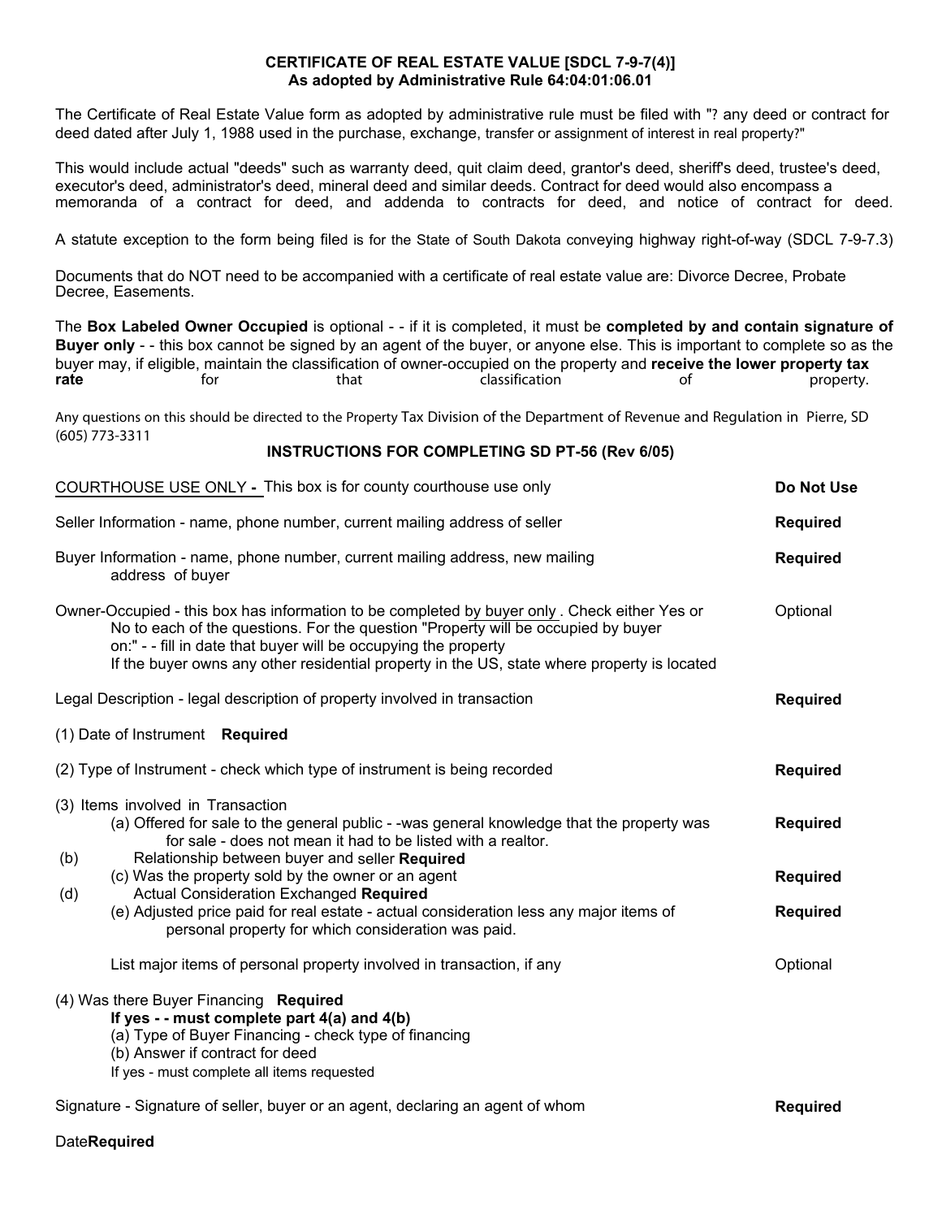**CERTIFICATE OF REAL ESTATE VALUE [SDCL 7-9-7(4)]**
**As adopted by Administrative Rule 64:04:01:06.01**

The Certificate of Real Estate Value form as adopted by administrative rule must be filed with "? any deed or contract for deed dated after July 1, 1988 used in the purchase, exchange, transfer or assignment of interest in real property?"

This would include actual "deeds" such as warranty deed, quit claim deed, grantor's deed, sheriff's deed, trustee's deed, executor's deed, administrator's deed, mineral deed and similar deeds. Contract for deed would also encompass a memoranda of a contract for deed, and addenda to contracts for deed, and notice of contract for deed.

A statute exception to the form being filed is for the State of South Dakota conveying highway right-of-way (SDCL 7-9-7.3)

Documents that do NOT need to be accompanied with a certificate of real estate value are: Divorce Decree, Probate Decree, Easements.

The **Box Labeled Owner Occupied** is optional - - if it is completed, it must be **completed by and contain signature of Buyer only** - - this box cannot be signed by an agent of the buyer, or anyone else. This is important to complete so as the buyer may, if eligible, maintain the classification of owner-occupied on the property and **receive the lower property tax rate** for that classification of property.

Any questions on this should be directed to the Property Tax Division of the Department of Revenue and Regulation in Pierre, SD (605) 773-3311

**INSTRUCTIONS FOR COMPLETING SD PT-56 (Rev 6/05)**

| | |
|---|---|
| COURTHOUSE USE ONLY - This box is for county courthouse use only | **Do Not Use** |
| Seller Information - name, phone number, current mailing address of seller | **Required** |
| Buyer Information - name, phone number, current mailing address, new mailing address of buyer | **Required** |
| Owner-Occupied - this box has information to be completed by buyer only. Check either Yes or No to each of the questions. For the question "Property will be occupied by buyer on:" - - fill in date that buyer will be occupying the property<br>If the buyer owns any other residential property in the US, state where property is located | Optional |
| Legal Description - legal description of property involved in transaction | **Required** |
| (1) Date of Instrument **Required** | |
| (2) Type of Instrument - check which type of instrument is being recorded | **Required** |
| (3) Items involved in Transaction<br>(a) Offered for sale to the general public - -was general knowledge that the property was for sale - does not mean it had to be listed with a realtor. | **Required** |
| (b) Relationship between buyer and seller **Required** | |
| (c) Was the property sold by the owner or an agent | **Required** |
| (d) Actual Consideration Exchanged **Required** | |
| (e) Adjusted price paid for real estate - actual consideration less any major items of personal property for which consideration was paid. | **Required** |
| List major items of personal property involved in transaction, if any | Optional |
| (4) Was there Buyer Financing **Required**<br>**If yes - - must complete part 4(a) and 4(b)**<br>(a) Type of Buyer Financing - check type of financing<br>(b) Answer if contract for deed<br>If yes - must complete all items requested | |
| Signature - Signature of seller, buyer or an agent, declaring an agent of whom | **Required** |
| Date**Required** | |